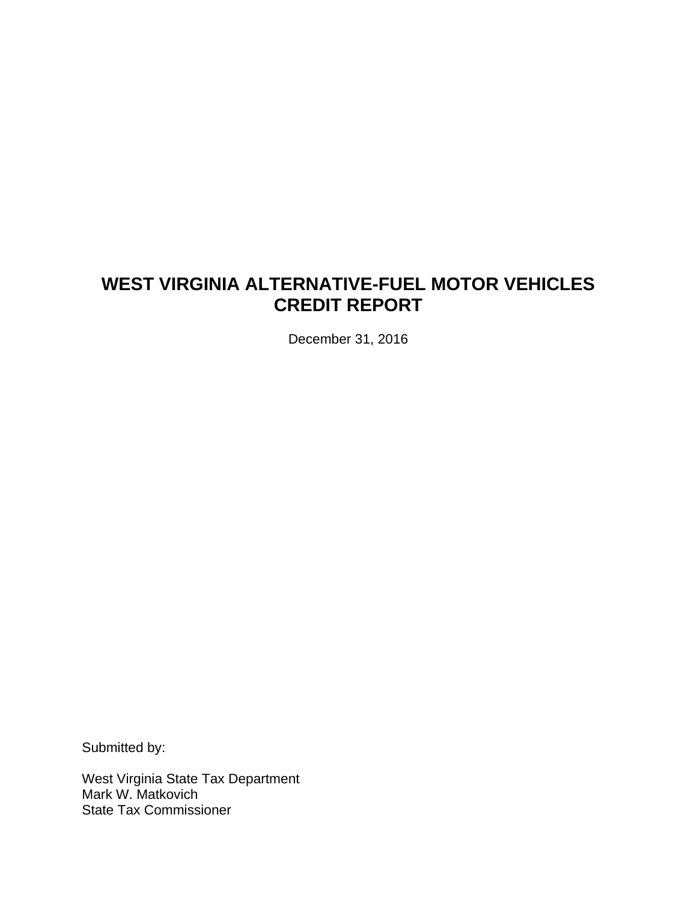# WEST VIRGINIA ALTERNATIVE-FUEL MOTOR VEHICLES CREDIT REPORT

December 31, 2016

Submitted by:

West Virginia State Tax Department
Mark W. Matkovich
State Tax Commissioner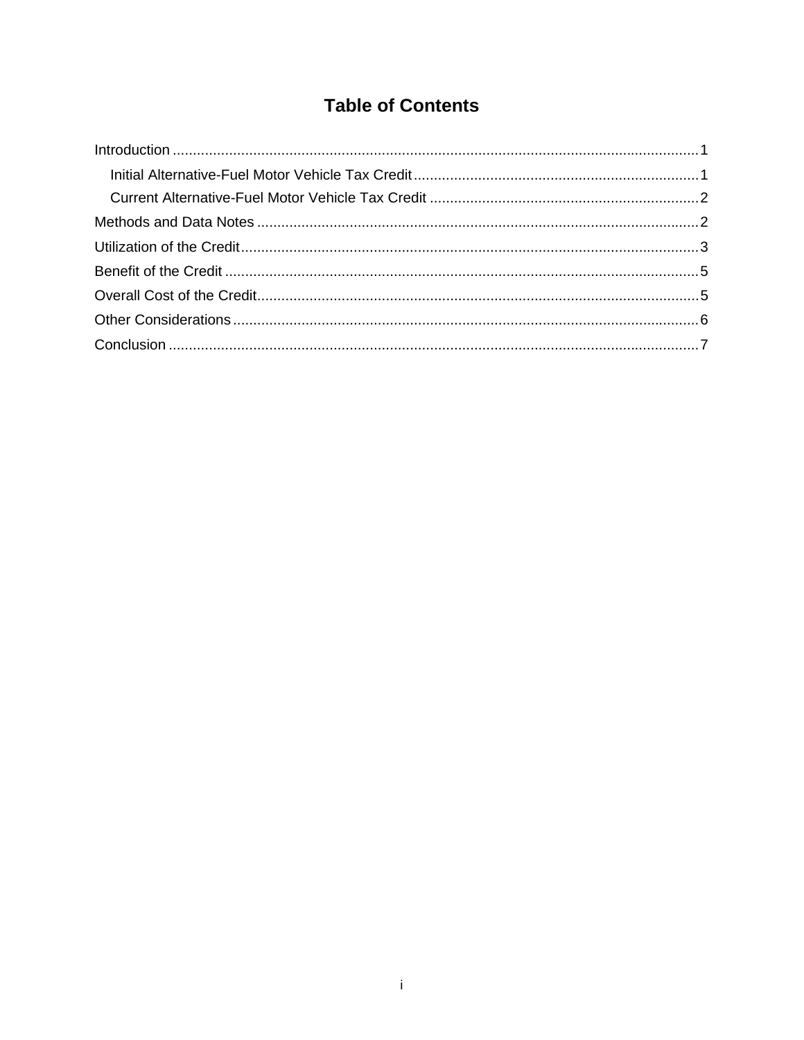# Table of Contents

Introduction ........................................................................................................................ 1

- Initial Alternative-Fuel Motor Vehicle Tax Credit ....................................................................... 1
- Current Alternative-Fuel Motor Vehicle Tax Credit ................................................................... 2

Methods and Data Notes .............................................................................................................. 2

Utilization of the Credit .................................................................................................................. 3

Benefit of the Credit ...................................................................................................................... 5

Overall Cost of the Credit .............................................................................................................. 5

Other Considerations .................................................................................................................... 6

Conclusion .................................................................................................................................... 7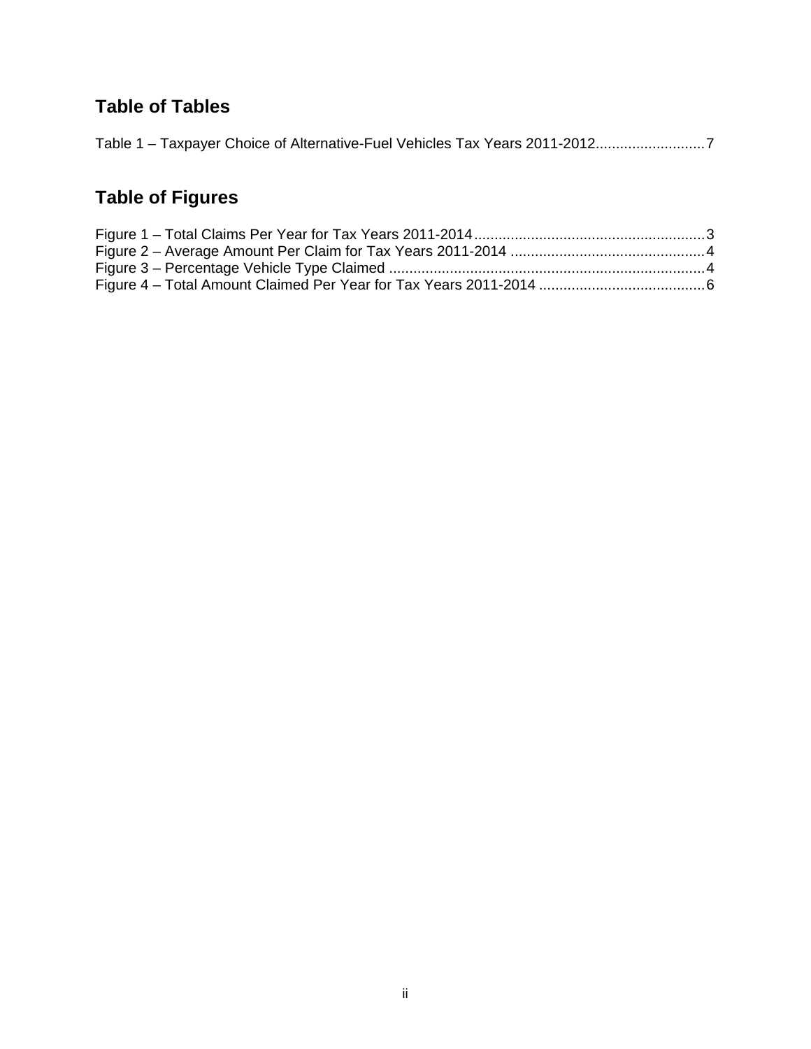## Table of Tables

Table 1 – Taxpayer Choice of Alternative-Fuel Vehicles Tax Years 2011-2012...........................7

## Table of Figures

Figure 1 – Total Claims Per Year for Tax Years 2011-2014.........................................................3
Figure 2 – Average Amount Per Claim for Tax Years 2011-2014 ................................................4
Figure 3 – Percentage Vehicle Type Claimed ..............................................................................4
Figure 4 – Total Amount Claimed Per Year for Tax Years 2011-2014 .........................................6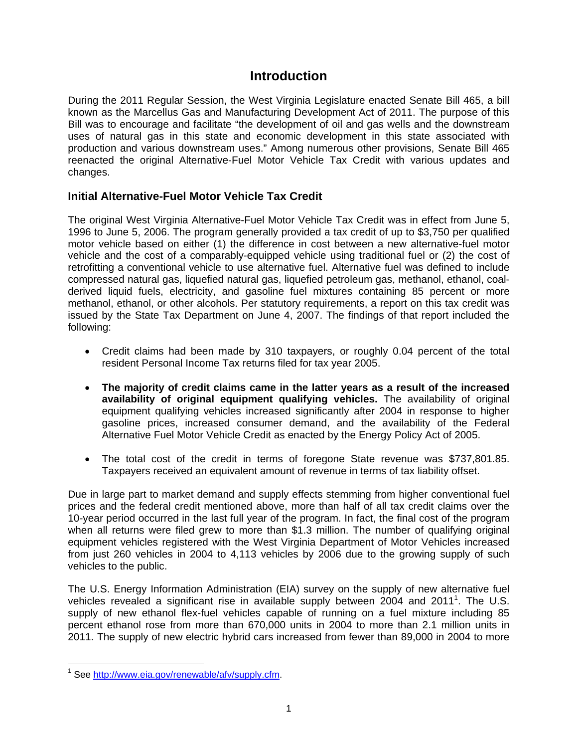# Introduction

During the 2011 Regular Session, the West Virginia Legislature enacted Senate Bill 465, a bill known as the Marcellus Gas and Manufacturing Development Act of 2011. The purpose of this Bill was to encourage and facilitate "the development of oil and gas wells and the downstream uses of natural gas in this state and economic development in this state associated with production and various downstream uses." Among numerous other provisions, Senate Bill 465 reenacted the original Alternative-Fuel Motor Vehicle Tax Credit with various updates and changes.

## Initial Alternative-Fuel Motor Vehicle Tax Credit

The original West Virginia Alternative-Fuel Motor Vehicle Tax Credit was in effect from June 5, 1996 to June 5, 2006. The program generally provided a tax credit of up to $3,750 per qualified motor vehicle based on either (1) the difference in cost between a new alternative-fuel motor vehicle and the cost of a comparably-equipped vehicle using traditional fuel or (2) the cost of retrofitting a conventional vehicle to use alternative fuel. Alternative fuel was defined to include compressed natural gas, liquefied natural gas, liquefied petroleum gas, methanol, ethanol, coal-derived liquid fuels, electricity, and gasoline fuel mixtures containing 85 percent or more methanol, ethanol, or other alcohols. Per statutory requirements, a report on this tax credit was issued by the State Tax Department on June 4, 2007. The findings of that report included the following:

- Credit claims had been made by 310 taxpayers, or roughly 0.04 percent of the total resident Personal Income Tax returns filed for tax year 2005.
- **The majority of credit claims came in the latter years as a result of the increased availability of original equipment qualifying vehicles.** The availability of original equipment qualifying vehicles increased significantly after 2004 in response to higher gasoline prices, increased consumer demand, and the availability of the Federal Alternative Fuel Motor Vehicle Credit as enacted by the Energy Policy Act of 2005.
- The total cost of the credit in terms of foregone State revenue was $737,801.85. Taxpayers received an equivalent amount of revenue in terms of tax liability offset.

Due in large part to market demand and supply effects stemming from higher conventional fuel prices and the federal credit mentioned above, more than half of all tax credit claims over the 10-year period occurred in the last full year of the program. In fact, the final cost of the program when all returns were filed grew to more than $1.3 million. The number of qualifying original equipment vehicles registered with the West Virginia Department of Motor Vehicles increased from just 260 vehicles in 2004 to 4,113 vehicles by 2006 due to the growing supply of such vehicles to the public.

The U.S. Energy Information Administration (EIA) survey on the supply of new alternative fuel vehicles revealed a significant rise in available supply between 2004 and 2011[1]. The U.S. supply of new ethanol flex-fuel vehicles capable of running on a fuel mixture including 85 percent ethanol rose from more than 670,000 units in 2004 to more than 2.1 million units in 2011. The supply of new electric hybrid cars increased from fewer than 89,000 in 2004 to more

[1] See http://www.eia.gov/renewable/afv/supply.cfm.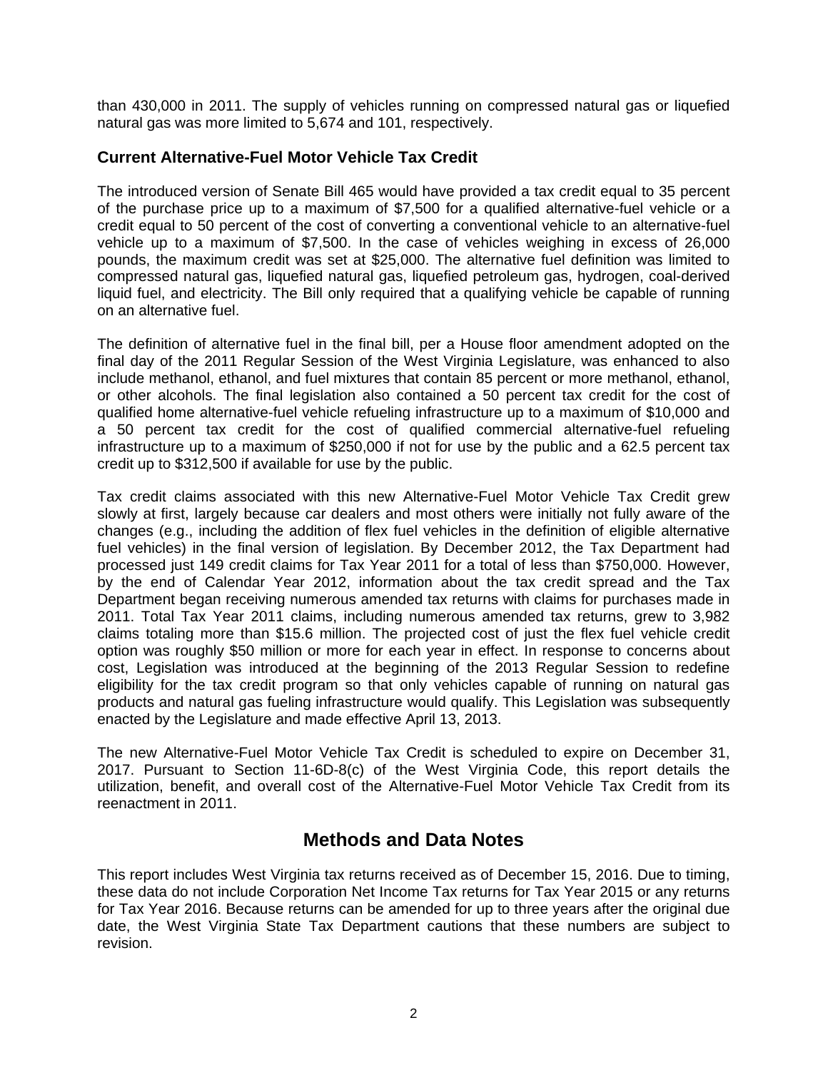than 430,000 in 2011. The supply of vehicles running on compressed natural gas or liquefied natural gas was more limited to 5,674 and 101, respectively.

### Current Alternative-Fuel Motor Vehicle Tax Credit

The introduced version of Senate Bill 465 would have provided a tax credit equal to 35 percent of the purchase price up to a maximum of $7,500 for a qualified alternative-fuel vehicle or a credit equal to 50 percent of the cost of converting a conventional vehicle to an alternative-fuel vehicle up to a maximum of $7,500. In the case of vehicles weighing in excess of 26,000 pounds, the maximum credit was set at $25,000. The alternative fuel definition was limited to compressed natural gas, liquefied natural gas, liquefied petroleum gas, hydrogen, coal-derived liquid fuel, and electricity. The Bill only required that a qualifying vehicle be capable of running on an alternative fuel.

The definition of alternative fuel in the final bill, per a House floor amendment adopted on the final day of the 2011 Regular Session of the West Virginia Legislature, was enhanced to also include methanol, ethanol, and fuel mixtures that contain 85 percent or more methanol, ethanol, or other alcohols. The final legislation also contained a 50 percent tax credit for the cost of qualified home alternative-fuel vehicle refueling infrastructure up to a maximum of $10,000 and a 50 percent tax credit for the cost of qualified commercial alternative-fuel refueling infrastructure up to a maximum of $250,000 if not for use by the public and a 62.5 percent tax credit up to $312,500 if available for use by the public.

Tax credit claims associated with this new Alternative-Fuel Motor Vehicle Tax Credit grew slowly at first, largely because car dealers and most others were initially not fully aware of the changes (e.g., including the addition of flex fuel vehicles in the definition of eligible alternative fuel vehicles) in the final version of legislation. By December 2012, the Tax Department had processed just 149 credit claims for Tax Year 2011 for a total of less than $750,000. However, by the end of Calendar Year 2012, information about the tax credit spread and the Tax Department began receiving numerous amended tax returns with claims for purchases made in 2011. Total Tax Year 2011 claims, including numerous amended tax returns, grew to 3,982 claims totaling more than $15.6 million. The projected cost of just the flex fuel vehicle credit option was roughly $50 million or more for each year in effect. In response to concerns about cost, Legislation was introduced at the beginning of the 2013 Regular Session to redefine eligibility for the tax credit program so that only vehicles capable of running on natural gas products and natural gas fueling infrastructure would qualify. This Legislation was subsequently enacted by the Legislature and made effective April 13, 2013.

The new Alternative-Fuel Motor Vehicle Tax Credit is scheduled to expire on December 31, 2017. Pursuant to Section 11-6D-8(c) of the West Virginia Code, this report details the utilization, benefit, and overall cost of the Alternative-Fuel Motor Vehicle Tax Credit from its reenactment in 2011.

## Methods and Data Notes

This report includes West Virginia tax returns received as of December 15, 2016. Due to timing, these data do not include Corporation Net Income Tax returns for Tax Year 2015 or any returns for Tax Year 2016. Because returns can be amended for up to three years after the original due date, the West Virginia State Tax Department cautions that these numbers are subject to revision.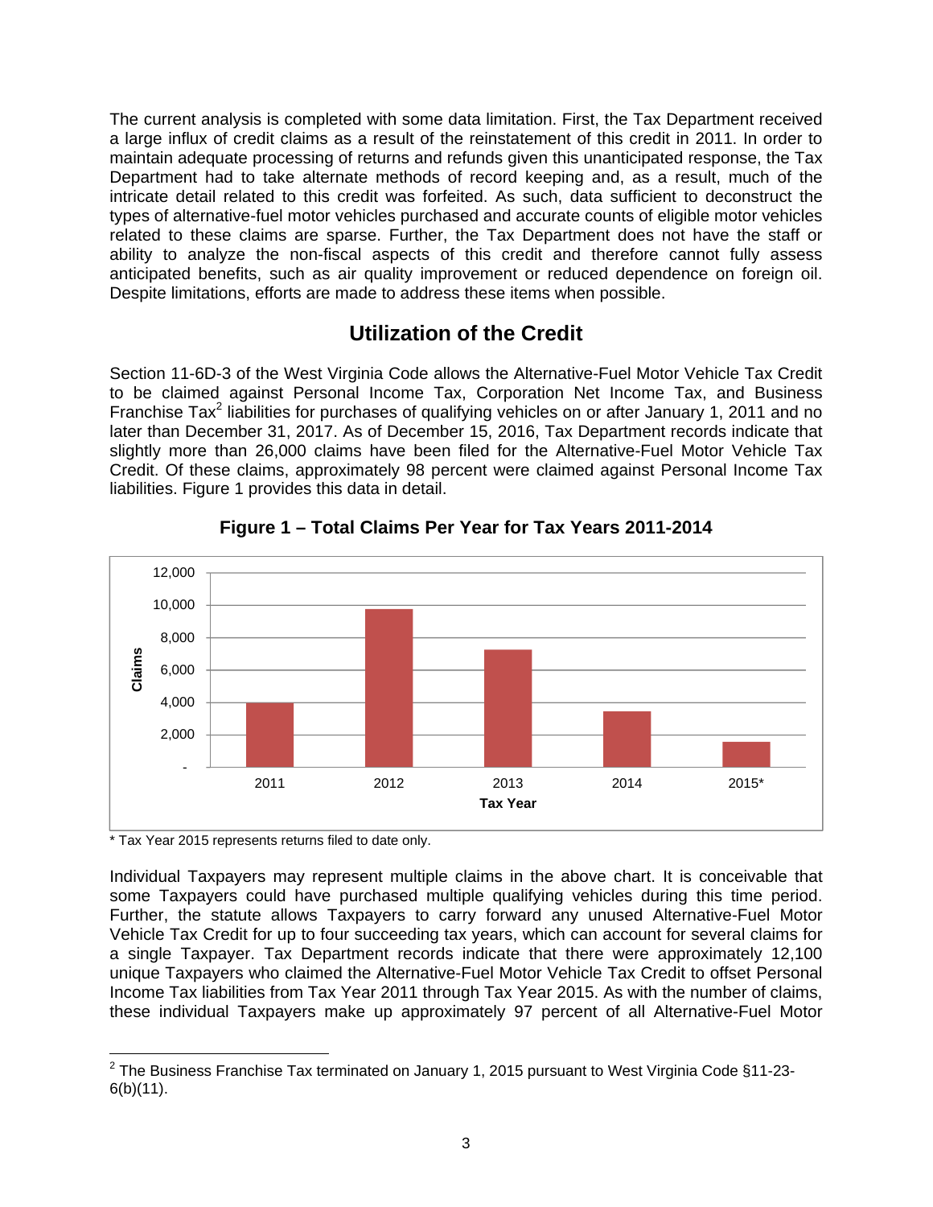The current analysis is completed with some data limitation. First, the Tax Department received a large influx of credit claims as a result of the reinstatement of this credit in 2011. In order to maintain adequate processing of returns and refunds given this unanticipated response, the Tax Department had to take alternate methods of record keeping and, as a result, much of the intricate detail related to this credit was forfeited. As such, data sufficient to deconstruct the types of alternative-fuel motor vehicles purchased and accurate counts of eligible motor vehicles related to these claims are sparse. Further, the Tax Department does not have the staff or ability to analyze the non-fiscal aspects of this credit and therefore cannot fully assess anticipated benefits, such as air quality improvement or reduced dependence on foreign oil. Despite limitations, efforts are made to address these items when possible.

## Utilization of the Credit

Section 11-6D-3 of the West Virginia Code allows the Alternative-Fuel Motor Vehicle Tax Credit to be claimed against Personal Income Tax, Corporation Net Income Tax, and Business Franchise Tax[2] liabilities for purchases of qualifying vehicles on or after January 1, 2011 and no later than December 31, 2017. As of December 15, 2016, Tax Department records indicate that slightly more than 26,000 claims have been filed for the Alternative-Fuel Motor Vehicle Tax Credit. Of these claims, approximately 98 percent were claimed against Personal Income Tax liabilities. Figure 1 provides this data in detail.

**Figure 1 – Total Claims Per Year for Tax Years 2011-2014**

| Tax Year | Claims (approx.) |
|---|---|
| 2011 | 4,000 |
| 2012 | 9,800 |
| 2013 | 7,300 |
| 2014 | 3,500 |
| 2015* | 1,600 |

\* Tax Year 2015 represents returns filed to date only.

Individual Taxpayers may represent multiple claims in the above chart. It is conceivable that some Taxpayers could have purchased multiple qualifying vehicles during this time period. Further, the statute allows Taxpayers to carry forward any unused Alternative-Fuel Motor Vehicle Tax Credit for up to four succeeding tax years, which can account for several claims for a single Taxpayer. Tax Department records indicate that there were approximately 12,100 unique Taxpayers who claimed the Alternative-Fuel Motor Vehicle Tax Credit to offset Personal Income Tax liabilities from Tax Year 2011 through Tax Year 2015. As with the number of claims, these individual Taxpayers make up approximately 97 percent of all Alternative-Fuel Motor

[2] The Business Franchise Tax terminated on January 1, 2015 pursuant to West Virginia Code §11-23-6(b)(11).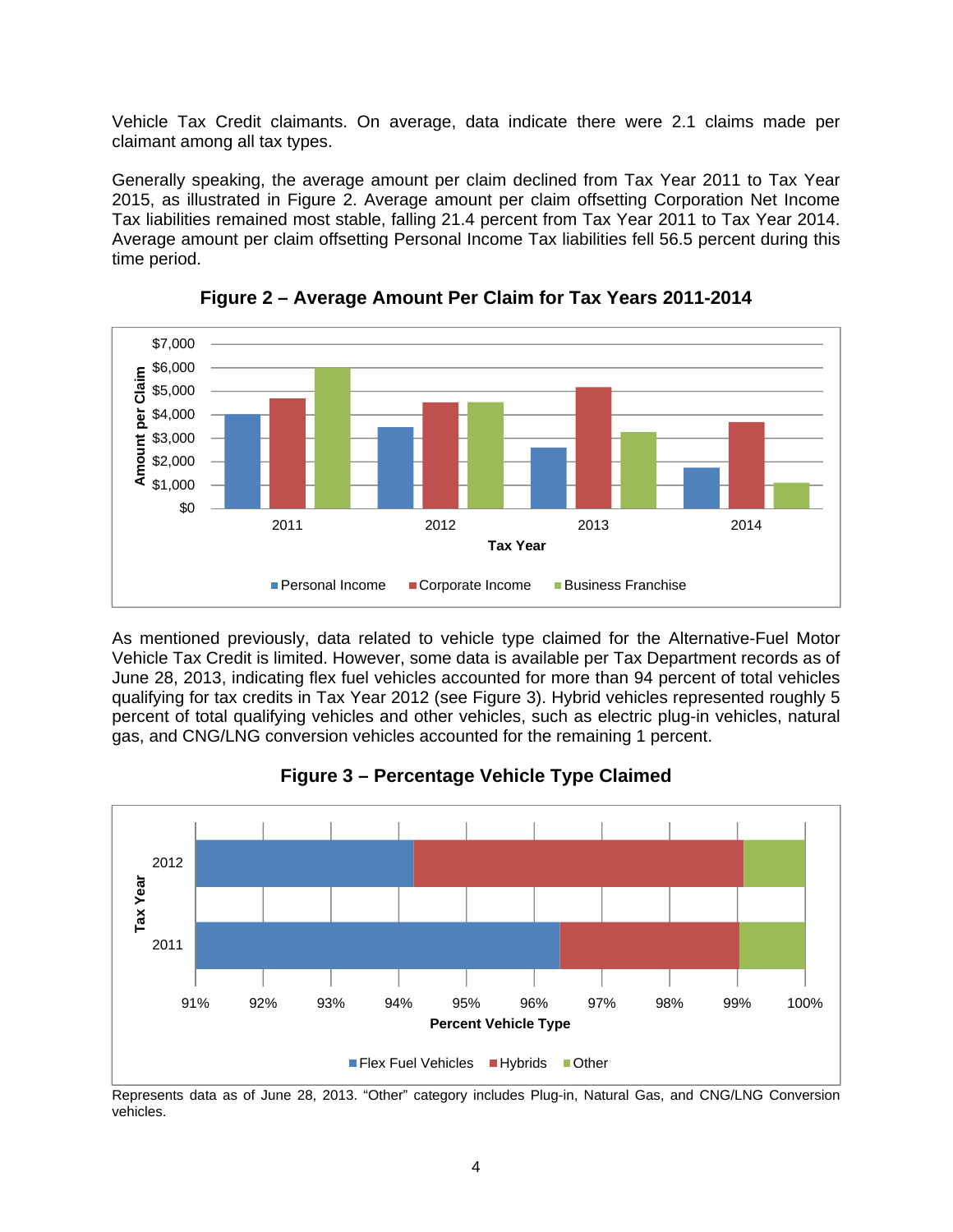Vehicle Tax Credit claimants. On average, data indicate there were 2.1 claims made per claimant among all tax types.

Generally speaking, the average amount per claim declined from Tax Year 2011 to Tax Year 2015, as illustrated in Figure 2. Average amount per claim offsetting Corporation Net Income Tax liabilities remained most stable, falling 21.4 percent from Tax Year 2011 to Tax Year 2014. Average amount per claim offsetting Personal Income Tax liabilities fell 56.5 percent during this time period.

**Figure 2 – Average Amount Per Claim for Tax Years 2011-2014**

As mentioned previously, data related to vehicle type claimed for the Alternative-Fuel Motor Vehicle Tax Credit is limited. However, some data is available per Tax Department records as of June 28, 2013, indicating flex fuel vehicles accounted for more than 94 percent of total vehicles qualifying for tax credits in Tax Year 2012 (see Figure 3). Hybrid vehicles represented roughly 5 percent of total qualifying vehicles and other vehicles, such as electric plug-in vehicles, natural gas, and CNG/LNG conversion vehicles accounted for the remaining 1 percent.

**Figure 3 – Percentage Vehicle Type Claimed**

Represents data as of June 28, 2013. "Other" category includes Plug-in, Natural Gas, and CNG/LNG Conversion vehicles.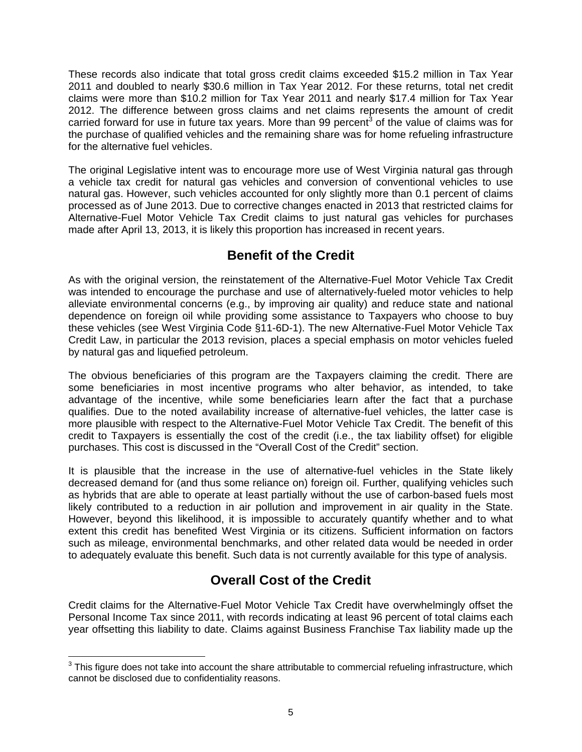These records also indicate that total gross credit claims exceeded $15.2 million in Tax Year 2011 and doubled to nearly $30.6 million in Tax Year 2012. For these returns, total net credit claims were more than $10.2 million for Tax Year 2011 and nearly $17.4 million for Tax Year 2012. The difference between gross claims and net claims represents the amount of credit carried forward for use in future tax years. More than 99 percent[3] of the value of claims was for the purchase of qualified vehicles and the remaining share was for home refueling infrastructure for the alternative fuel vehicles.

The original Legislative intent was to encourage more use of West Virginia natural gas through a vehicle tax credit for natural gas vehicles and conversion of conventional vehicles to use natural gas. However, such vehicles accounted for only slightly more than 0.1 percent of claims processed as of June 2013. Due to corrective changes enacted in 2013 that restricted claims for Alternative-Fuel Motor Vehicle Tax Credit claims to just natural gas vehicles for purchases made after April 13, 2013, it is likely this proportion has increased in recent years.

## Benefit of the Credit

As with the original version, the reinstatement of the Alternative-Fuel Motor Vehicle Tax Credit was intended to encourage the purchase and use of alternatively-fueled motor vehicles to help alleviate environmental concerns (e.g., by improving air quality) and reduce state and national dependence on foreign oil while providing some assistance to Taxpayers who choose to buy these vehicles (see West Virginia Code §11-6D-1). The new Alternative-Fuel Motor Vehicle Tax Credit Law, in particular the 2013 revision, places a special emphasis on motor vehicles fueled by natural gas and liquefied petroleum.

The obvious beneficiaries of this program are the Taxpayers claiming the credit. There are some beneficiaries in most incentive programs who alter behavior, as intended, to take advantage of the incentive, while some beneficiaries learn after the fact that a purchase qualifies. Due to the noted availability increase of alternative-fuel vehicles, the latter case is more plausible with respect to the Alternative-Fuel Motor Vehicle Tax Credit. The benefit of this credit to Taxpayers is essentially the cost of the credit (i.e., the tax liability offset) for eligible purchases. This cost is discussed in the "Overall Cost of the Credit" section.

It is plausible that the increase in the use of alternative-fuel vehicles in the State likely decreased demand for (and thus some reliance on) foreign oil. Further, qualifying vehicles such as hybrids that are able to operate at least partially without the use of carbon-based fuels most likely contributed to a reduction in air pollution and improvement in air quality in the State. However, beyond this likelihood, it is impossible to accurately quantify whether and to what extent this credit has benefited West Virginia or its citizens. Sufficient information on factors such as mileage, environmental benchmarks, and other related data would be needed in order to adequately evaluate this benefit. Such data is not currently available for this type of analysis.

## Overall Cost of the Credit

Credit claims for the Alternative-Fuel Motor Vehicle Tax Credit have overwhelmingly offset the Personal Income Tax since 2011, with records indicating at least 96 percent of total claims each year offsetting this liability to date. Claims against Business Franchise Tax liability made up the

[3] This figure does not take into account the share attributable to commercial refueling infrastructure, which cannot be disclosed due to confidentiality reasons.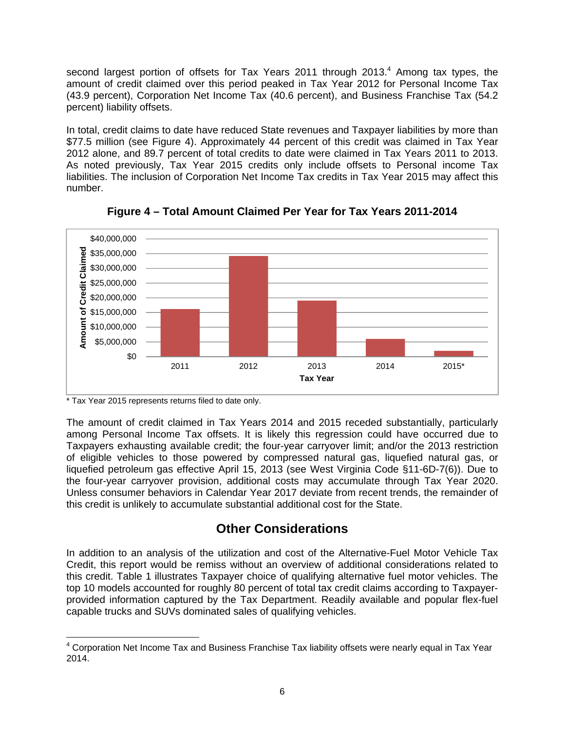second largest portion of offsets for Tax Years 2011 through 2013.[4] Among tax types, the amount of credit claimed over this period peaked in Tax Year 2012 for Personal Income Tax (43.9 percent), Corporation Net Income Tax (40.6 percent), and Business Franchise Tax (54.2 percent) liability offsets.

In total, credit claims to date have reduced State revenues and Taxpayer liabilities by more than $77.5 million (see Figure 4). Approximately 44 percent of this credit was claimed in Tax Year 2012 alone, and 89.7 percent of total credits to date were claimed in Tax Years 2011 to 2013. As noted previously, Tax Year 2015 credits only include offsets to Personal income Tax liabilities. The inclusion of Corporation Net Income Tax credits in Tax Year 2015 may affect this number.

**Figure 4 – Total Amount Claimed Per Year for Tax Years 2011-2014**

\* Tax Year 2015 represents returns filed to date only.

The amount of credit claimed in Tax Years 2014 and 2015 receded substantially, particularly among Personal Income Tax offsets. It is likely this regression could have occurred due to Taxpayers exhausting available credit; the four-year carryover limit; and/or the 2013 restriction of eligible vehicles to those powered by compressed natural gas, liquefied natural gas, or liquefied petroleum gas effective April 15, 2013 (see West Virginia Code §11-6D-7(6)). Due to the four-year carryover provision, additional costs may accumulate through Tax Year 2020. Unless consumer behaviors in Calendar Year 2017 deviate from recent trends, the remainder of this credit is unlikely to accumulate substantial additional cost for the State.

## Other Considerations

In addition to an analysis of the utilization and cost of the Alternative-Fuel Motor Vehicle Tax Credit, this report would be remiss without an overview of additional considerations related to this credit. Table 1 illustrates Taxpayer choice of qualifying alternative fuel motor vehicles. The top 10 models accounted for roughly 80 percent of total tax credit claims according to Taxpayer-provided information captured by the Tax Department. Readily available and popular flex-fuel capable trucks and SUVs dominated sales of qualifying vehicles.

[4] Corporation Net Income Tax and Business Franchise Tax liability offsets were nearly equal in Tax Year 2014.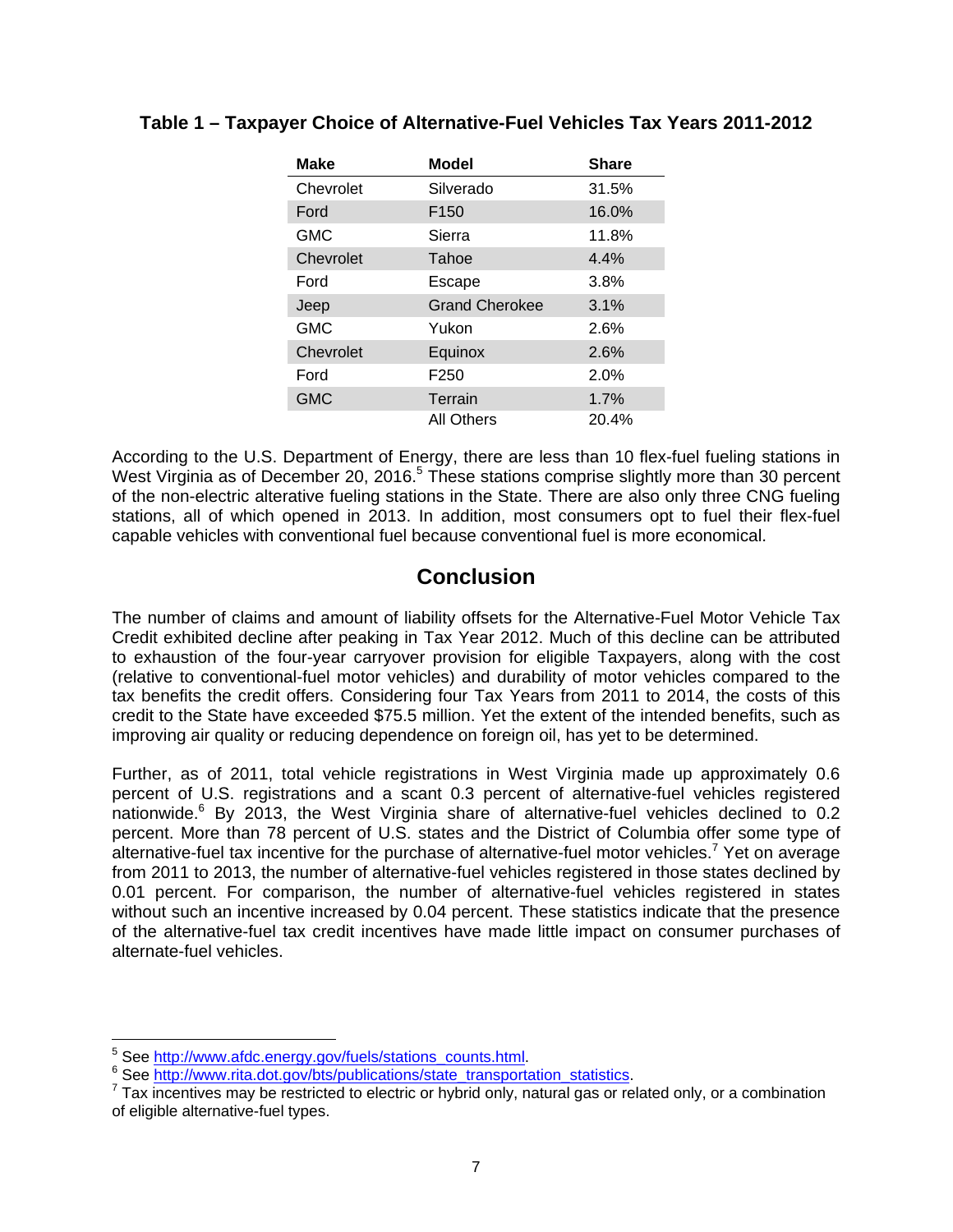**Table 1 – Taxpayer Choice of Alternative-Fuel Vehicles Tax Years 2011-2012**

| Make | Model | Share |
|---|---|---|
| Chevrolet | Silverado | 31.5% |
| Ford | F150 | 16.0% |
| GMC | Sierra | 11.8% |
| Chevrolet | Tahoe | 4.4% |
| Ford | Escape | 3.8% |
| Jeep | Grand Cherokee | 3.1% |
| GMC | Yukon | 2.6% |
| Chevrolet | Equinox | 2.6% |
| Ford | F250 | 2.0% |
| GMC | Terrain | 1.7% |
| | All Others | 20.4% |

According to the U.S. Department of Energy, there are less than 10 flex-fuel fueling stations in West Virginia as of December 20, 2016.[5] These stations comprise slightly more than 30 percent of the non-electric alterative fueling stations in the State. There are also only three CNG fueling stations, all of which opened in 2013. In addition, most consumers opt to fuel their flex-fuel capable vehicles with conventional fuel because conventional fuel is more economical.

## Conclusion

The number of claims and amount of liability offsets for the Alternative-Fuel Motor Vehicle Tax Credit exhibited decline after peaking in Tax Year 2012. Much of this decline can be attributed to exhaustion of the four-year carryover provision for eligible Taxpayers, along with the cost (relative to conventional-fuel motor vehicles) and durability of motor vehicles compared to the tax benefits the credit offers. Considering four Tax Years from 2011 to 2014, the costs of this credit to the State have exceeded $75.5 million. Yet the extent of the intended benefits, such as improving air quality or reducing dependence on foreign oil, has yet to be determined.

Further, as of 2011, total vehicle registrations in West Virginia made up approximately 0.6 percent of U.S. registrations and a scant 0.3 percent of alternative-fuel vehicles registered nationwide.[6] By 2013, the West Virginia share of alternative-fuel vehicles declined to 0.2 percent. More than 78 percent of U.S. states and the District of Columbia offer some type of alternative-fuel tax incentive for the purchase of alternative-fuel motor vehicles.[7] Yet on average from 2011 to 2013, the number of alternative-fuel vehicles registered in those states declined by 0.01 percent. For comparison, the number of alternative-fuel vehicles registered in states without such an incentive increased by 0.04 percent. These statistics indicate that the presence of the alternative-fuel tax credit incentives have made little impact on consumer purchases of alternate-fuel vehicles.

---

[5] See http://www.afdc.energy.gov/fuels/stations_counts.html.

[6] See http://www.rita.dot.gov/bts/publications/state_transportation_statistics.

[7] Tax incentives may be restricted to electric or hybrid only, natural gas or related only, or a combination of eligible alternative-fuel types.